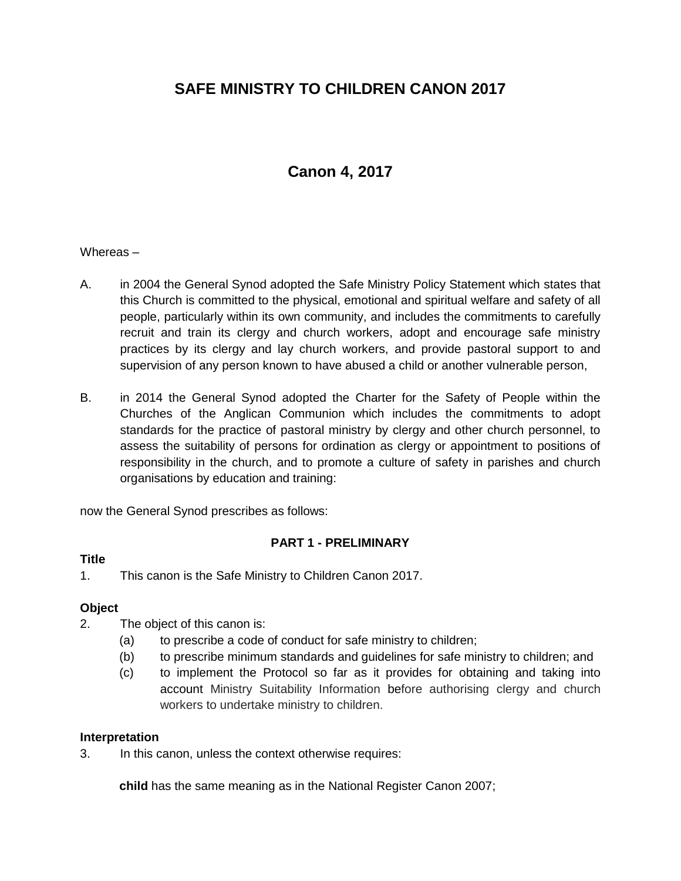# SAFE MINISTRY TO CHILDREN CANON 2017

## Canon 4, 2017

Whereas –

A. in 2004 the General Synod adopted the Safe Ministry Policy Statement which states that this Church is committed to the physical, emotional and spiritual welfare and safety of all people, particularly within its own community, and includes the commitments to carefully recruit and train its clergy and church workers, adopt and encourage safe ministry practices by its clergy and lay church workers, and provide pastoral support to and supervision of any person known to have abused a child or another vulnerable person,

B. in 2014 the General Synod adopted the Charter for the Safety of People within the Churches of the Anglican Communion which includes the commitments to adopt standards for the practice of pastoral ministry by clergy and other church personnel, to assess the suitability of persons for ordination as clergy or appointment to positions of responsibility in the church, and to promote a culture of safety in parishes and church organisations by education and training:

now the General Synod prescribes as follows:

### PART 1 - PRELIMINARY

**Title**

1. This canon is the Safe Ministry to Children Canon 2017.

**Object**

2. The object of this canon is:
   (a) to prescribe a code of conduct for safe ministry to children;
   (b) to prescribe minimum standards and guidelines for safe ministry to children; and
   (c) to implement the Protocol so far as it provides for obtaining and taking into account Ministry Suitability Information before authorising clergy and church workers to undertake ministry to children.

**Interpretation**

3. In this canon, unless the context otherwise requires:

   **child** has the same meaning as in the National Register Canon 2007;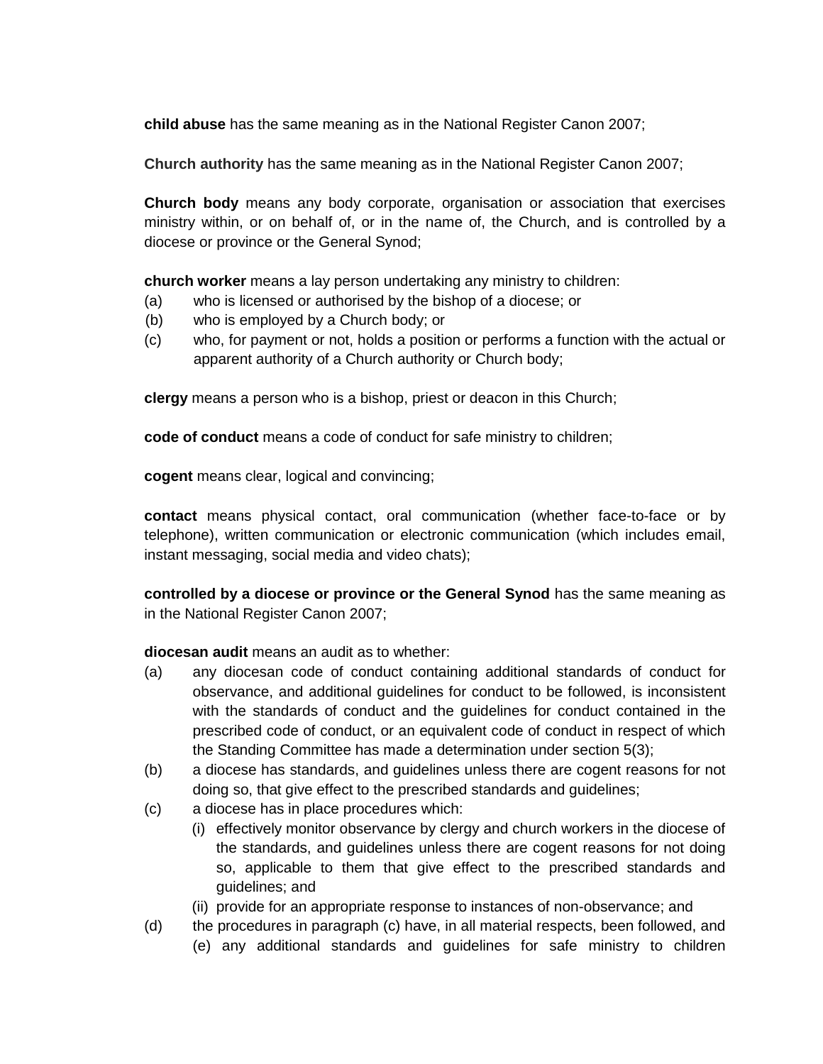**child abuse** has the same meaning as in the National Register Canon 2007;

**Church authority** has the same meaning as in the National Register Canon 2007;

**Church body** means any body corporate, organisation or association that exercises ministry within, or on behalf of, or in the name of, the Church, and is controlled by a diocese or province or the General Synod;

**church worker** means a lay person undertaking any ministry to children:

(a) who is licensed or authorised by the bishop of a diocese; or

(b) who is employed by a Church body; or

(c) who, for payment or not, holds a position or performs a function with the actual or apparent authority of a Church authority or Church body;

**clergy** means a person who is a bishop, priest or deacon in this Church;

**code of conduct** means a code of conduct for safe ministry to children;

**cogent** means clear, logical and convincing;

**contact** means physical contact, oral communication (whether face-to-face or by telephone), written communication or electronic communication (which includes email, instant messaging, social media and video chats);

**controlled by a diocese or province or the General Synod** has the same meaning as in the National Register Canon 2007;

**diocesan audit** means an audit as to whether:

(a) any diocesan code of conduct containing additional standards of conduct for observance, and additional guidelines for conduct to be followed, is inconsistent with the standards of conduct and the guidelines for conduct contained in the prescribed code of conduct, or an equivalent code of conduct in respect of which the Standing Committee has made a determination under section 5(3);

(b) a diocese has standards, and guidelines unless there are cogent reasons for not doing so, that give effect to the prescribed standards and guidelines;

(c) a diocese has in place procedures which:

  (i) effectively monitor observance by clergy and church workers in the diocese of the standards, and guidelines unless there are cogent reasons for not doing so, applicable to them that give effect to the prescribed standards and guidelines; and

  (ii) provide for an appropriate response to instances of non-observance; and

(d) the procedures in paragraph (c) have, in all material respects, been followed, and

(e) any additional standards and guidelines for safe ministry to children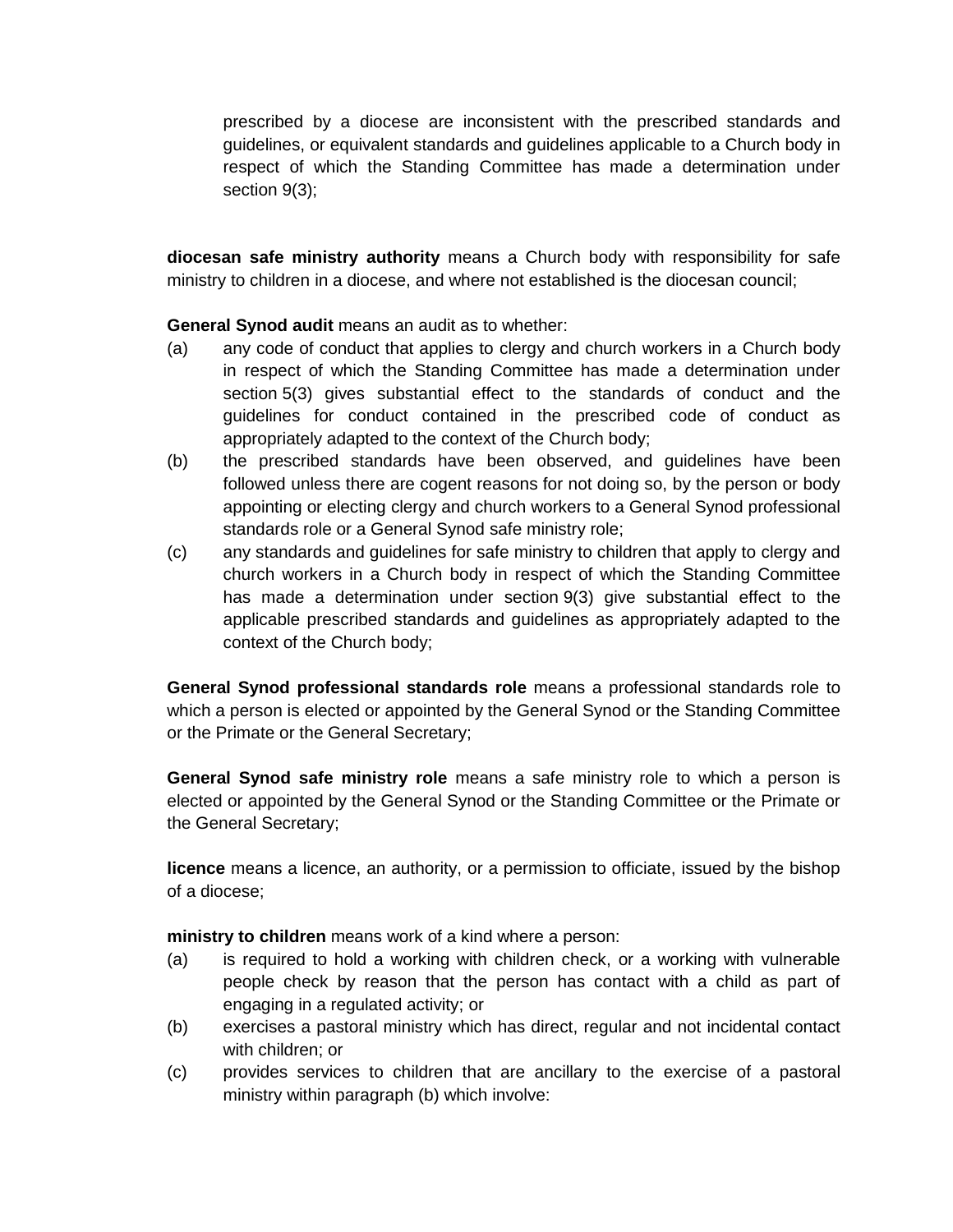prescribed by a diocese are inconsistent with the prescribed standards and guidelines, or equivalent standards and guidelines applicable to a Church body in respect of which the Standing Committee has made a determination under section 9(3);

**diocesan safe ministry authority** means a Church body with responsibility for safe ministry to children in a diocese, and where not established is the diocesan council;

**General Synod audit** means an audit as to whether:

(a) any code of conduct that applies to clergy and church workers in a Church body in respect of which the Standing Committee has made a determination under section 5(3) gives substantial effect to the standards of conduct and the guidelines for conduct contained in the prescribed code of conduct as appropriately adapted to the context of the Church body;

(b) the prescribed standards have been observed, and guidelines have been followed unless there are cogent reasons for not doing so, by the person or body appointing or electing clergy and church workers to a General Synod professional standards role or a General Synod safe ministry role;

(c) any standards and guidelines for safe ministry to children that apply to clergy and church workers in a Church body in respect of which the Standing Committee has made a determination under section 9(3) give substantial effect to the applicable prescribed standards and guidelines as appropriately adapted to the context of the Church body;

**General Synod professional standards role** means a professional standards role to which a person is elected or appointed by the General Synod or the Standing Committee or the Primate or the General Secretary;

**General Synod safe ministry role** means a safe ministry role to which a person is elected or appointed by the General Synod or the Standing Committee or the Primate or the General Secretary;

**licence** means a licence, an authority, or a permission to officiate, issued by the bishop of a diocese;

**ministry to children** means work of a kind where a person:

(a) is required to hold a working with children check, or a working with vulnerable people check by reason that the person has contact with a child as part of engaging in a regulated activity; or

(b) exercises a pastoral ministry which has direct, regular and not incidental contact with children; or

(c) provides services to children that are ancillary to the exercise of a pastoral ministry within paragraph (b) which involve: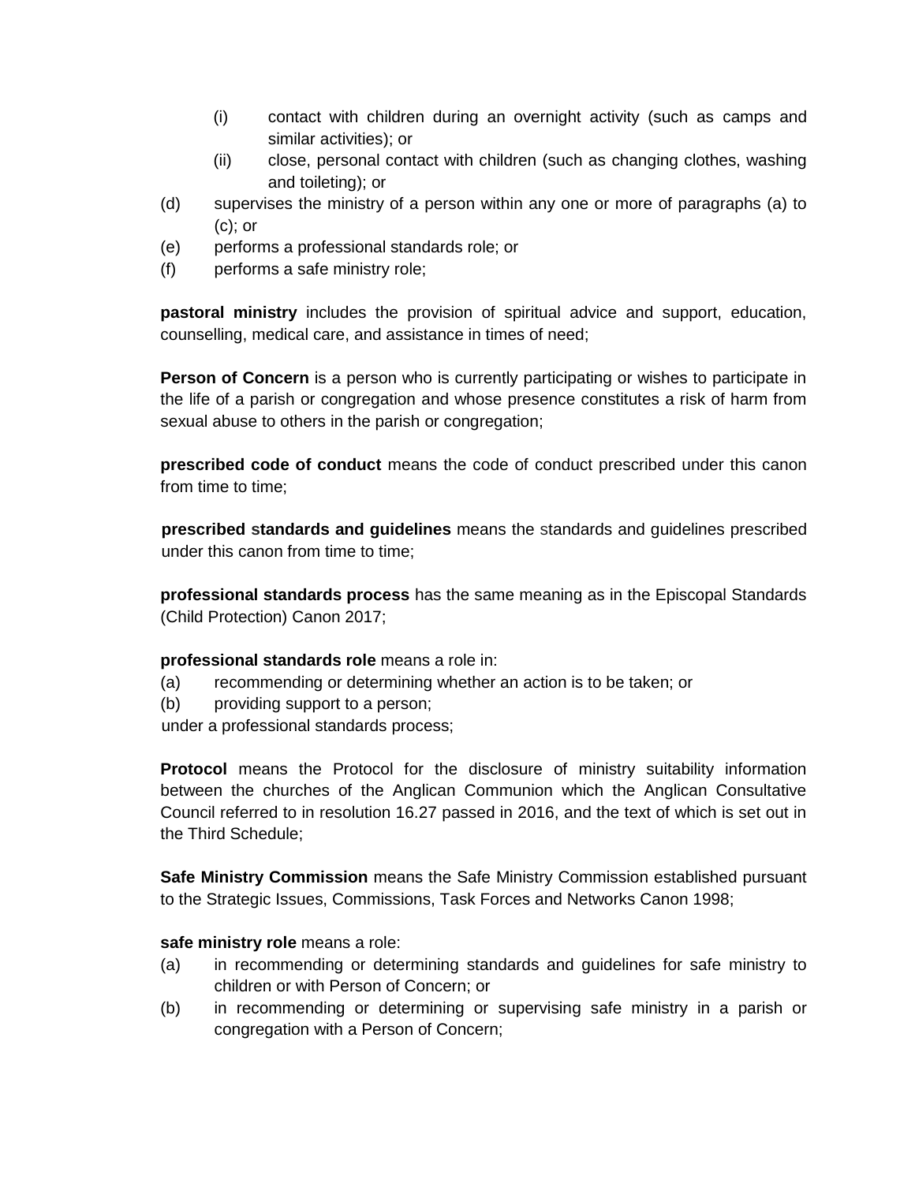(i) contact with children during an overnight activity (such as camps and similar activities); or
(ii) close, personal contact with children (such as changing clothes, washing and toileting); or

(d) supervises the ministry of a person within any one or more of paragraphs (a) to (c); or
(e) performs a professional standards role; or
(f) performs a safe ministry role;

**pastoral ministry** includes the provision of spiritual advice and support, education, counselling, medical care, and assistance in times of need;

**Person of Concern** is a person who is currently participating or wishes to participate in the life of a parish or congregation and whose presence constitutes a risk of harm from sexual abuse to others in the parish or congregation;

**prescribed code of conduct** means the code of conduct prescribed under this canon from time to time;

**prescribed standards and guidelines** means the standards and guidelines prescribed under this canon from time to time;

**professional standards process** has the same meaning as in the Episcopal Standards (Child Protection) Canon 2017;

**professional standards role** means a role in:

(a) recommending or determining whether an action is to be taken; or
(b) providing support to a person;

under a professional standards process;

**Protocol** means the Protocol for the disclosure of ministry suitability information between the churches of the Anglican Communion which the Anglican Consultative Council referred to in resolution 16.27 passed in 2016, and the text of which is set out in the Third Schedule;

**Safe Ministry Commission** means the Safe Ministry Commission established pursuant to the Strategic Issues, Commissions, Task Forces and Networks Canon 1998;

**safe ministry role** means a role:

(a) in recommending or determining standards and guidelines for safe ministry to children or with Person of Concern; or
(b) in recommending or determining or supervising safe ministry in a parish or congregation with a Person of Concern;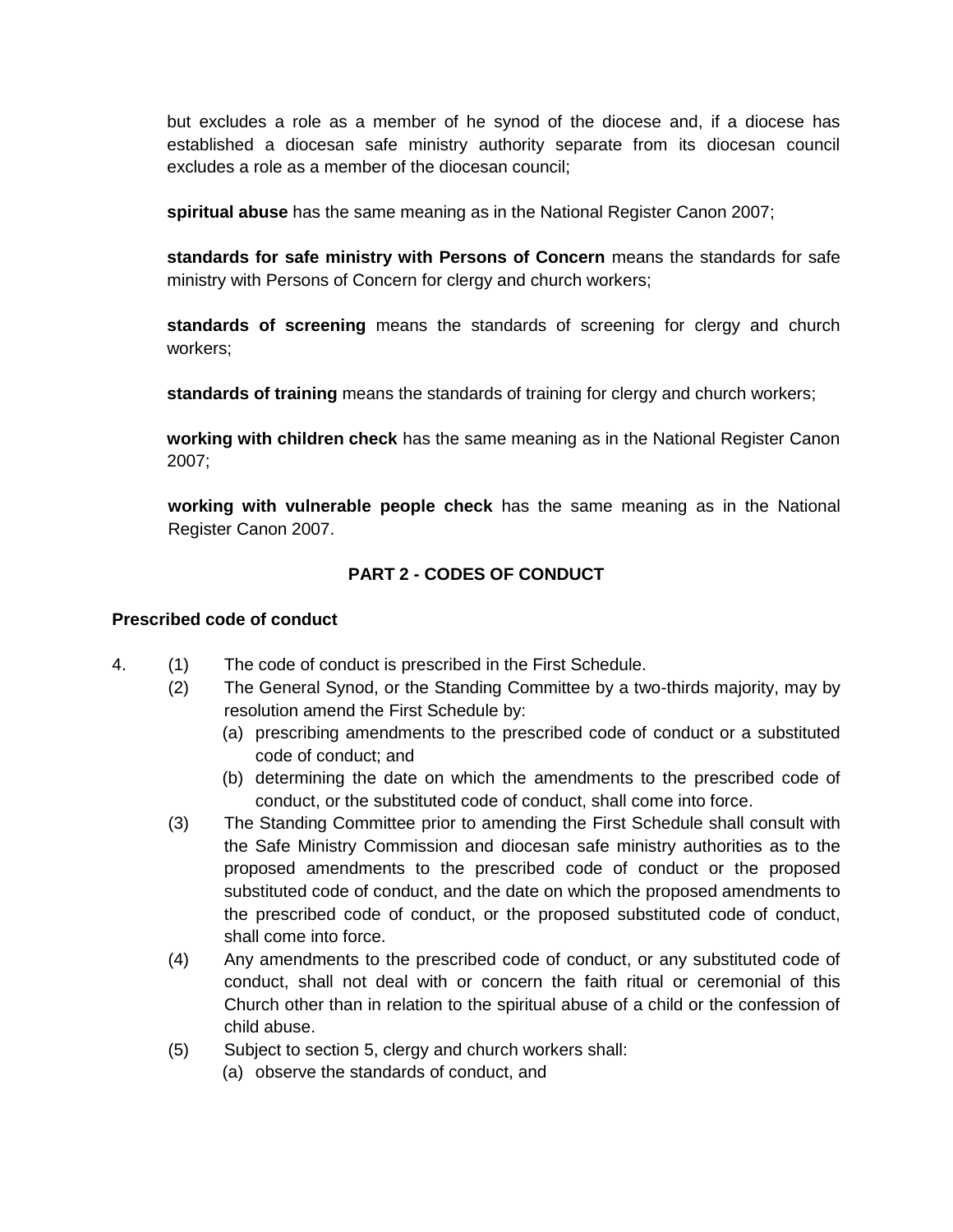but excludes a role as a member of he synod of the diocese and, if a diocese has established a diocesan safe ministry authority separate from its diocesan council excludes a role as a member of the diocesan council;

**spiritual abuse** has the same meaning as in the National Register Canon 2007;

**standards for safe ministry with Persons of Concern** means the standards for safe ministry with Persons of Concern for clergy and church workers;

**standards of screening** means the standards of screening for clergy and church workers;

**standards of training** means the standards of training for clergy and church workers;

**working with children check** has the same meaning as in the National Register Canon 2007;

**working with vulnerable people check** has the same meaning as in the National Register Canon 2007.

## PART 2 - CODES OF CONDUCT

### Prescribed code of conduct

4. (1) The code of conduct is prescribed in the First Schedule.
   (2) The General Synod, or the Standing Committee by a two-thirds majority, may by resolution amend the First Schedule by:
      (a) prescribing amendments to the prescribed code of conduct or a substituted code of conduct; and
      (b) determining the date on which the amendments to the prescribed code of conduct, or the substituted code of conduct, shall come into force.
   (3) The Standing Committee prior to amending the First Schedule shall consult with the Safe Ministry Commission and diocesan safe ministry authorities as to the proposed amendments to the prescribed code of conduct or the proposed substituted code of conduct, and the date on which the proposed amendments to the prescribed code of conduct, or the proposed substituted code of conduct, shall come into force.
   (4) Any amendments to the prescribed code of conduct, or any substituted code of conduct, shall not deal with or concern the faith ritual or ceremonial of this Church other than in relation to the spiritual abuse of a child or the confession of child abuse.
   (5) Subject to section 5, clergy and church workers shall:
      (a) observe the standards of conduct, and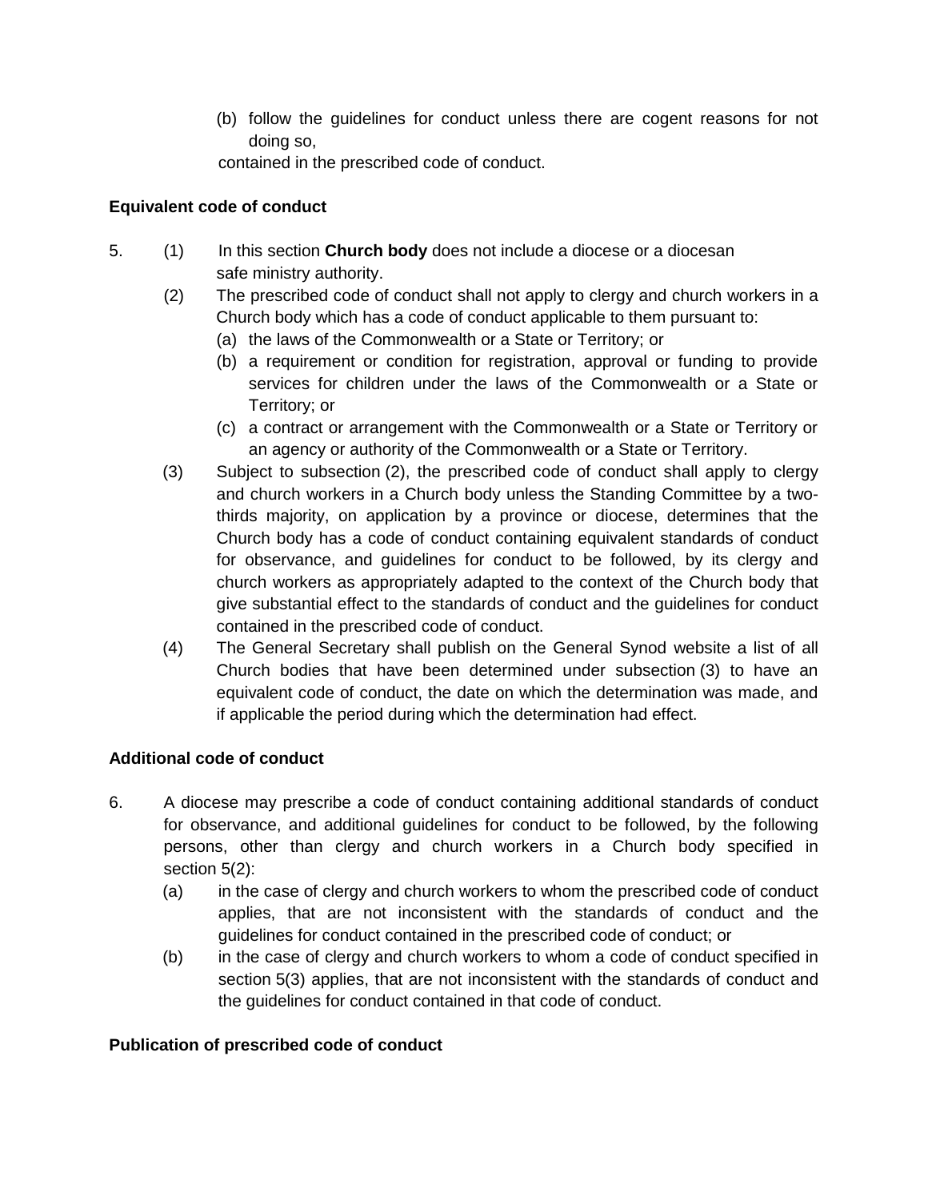(b) follow the guidelines for conduct unless there are cogent reasons for not doing so,

contained in the prescribed code of conduct.

**Equivalent code of conduct**

5. (1) In this section **Church body** does not include a diocese or a diocesan safe ministry authority.

(2) The prescribed code of conduct shall not apply to clergy and church workers in a Church body which has a code of conduct applicable to them pursuant to:

(a) the laws of the Commonwealth or a State or Territory; or

(b) a requirement or condition for registration, approval or funding to provide services for children under the laws of the Commonwealth or a State or Territory; or

(c) a contract or arrangement with the Commonwealth or a State or Territory or an agency or authority of the Commonwealth or a State or Territory.

(3) Subject to subsection (2), the prescribed code of conduct shall apply to clergy and church workers in a Church body unless the Standing Committee by a two-thirds majority, on application by a province or diocese, determines that the Church body has a code of conduct containing equivalent standards of conduct for observance, and guidelines for conduct to be followed, by its clergy and church workers as appropriately adapted to the context of the Church body that give substantial effect to the standards of conduct and the guidelines for conduct contained in the prescribed code of conduct.

(4) The General Secretary shall publish on the General Synod website a list of all Church bodies that have been determined under subsection (3) to have an equivalent code of conduct, the date on which the determination was made, and if applicable the period during which the determination had effect.

**Additional code of conduct**

6. A diocese may prescribe a code of conduct containing additional standards of conduct for observance, and additional guidelines for conduct to be followed, by the following persons, other than clergy and church workers in a Church body specified in section 5(2):

(a) in the case of clergy and church workers to whom the prescribed code of conduct applies, that are not inconsistent with the standards of conduct and the guidelines for conduct contained in the prescribed code of conduct; or

(b) in the case of clergy and church workers to whom a code of conduct specified in section 5(3) applies, that are not inconsistent with the standards of conduct and the guidelines for conduct contained in that code of conduct.

**Publication of prescribed code of conduct**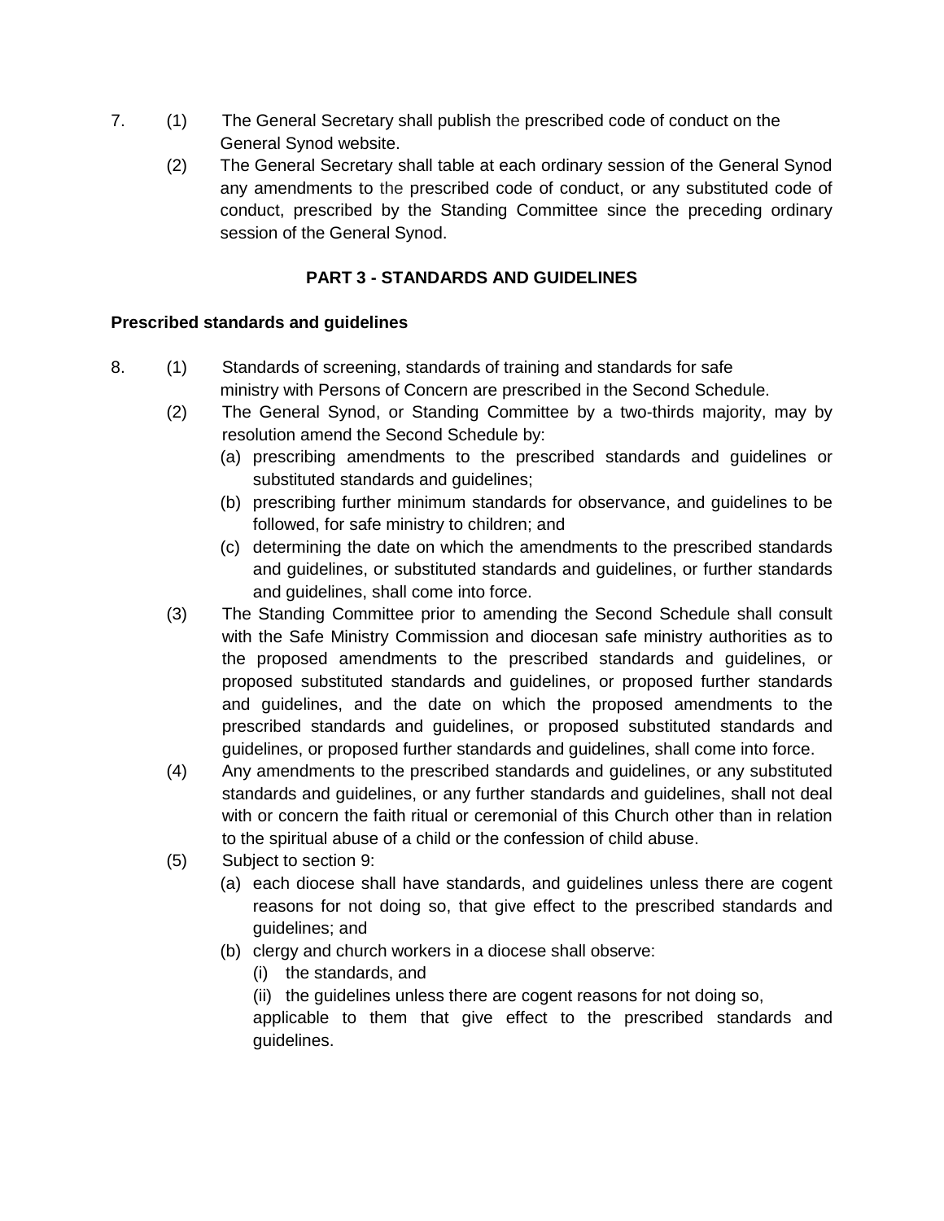7. (1) The General Secretary shall publish the prescribed code of conduct on the General Synod website.

   (2) The General Secretary shall table at each ordinary session of the General Synod any amendments to the prescribed code of conduct, or any substituted code of conduct, prescribed by the Standing Committee since the preceding ordinary session of the General Synod.

## PART 3 - STANDARDS AND GUIDELINES

**Prescribed standards and guidelines**

8. (1) Standards of screening, standards of training and standards for safe ministry with Persons of Concern are prescribed in the Second Schedule.

   (2) The General Synod, or Standing Committee by a two-thirds majority, may by resolution amend the Second Schedule by:

   (a) prescribing amendments to the prescribed standards and guidelines or substituted standards and guidelines;

   (b) prescribing further minimum standards for observance, and guidelines to be followed, for safe ministry to children; and

   (c) determining the date on which the amendments to the prescribed standards and guidelines, or substituted standards and guidelines, or further standards and guidelines, shall come into force.

   (3) The Standing Committee prior to amending the Second Schedule shall consult with the Safe Ministry Commission and diocesan safe ministry authorities as to the proposed amendments to the prescribed standards and guidelines, or proposed substituted standards and guidelines, or proposed further standards and guidelines, and the date on which the proposed amendments to the prescribed standards and guidelines, or proposed substituted standards and guidelines, or proposed further standards and guidelines, shall come into force.

   (4) Any amendments to the prescribed standards and guidelines, or any substituted standards and guidelines, or any further standards and guidelines, shall not deal with or concern the faith ritual or ceremonial of this Church other than in relation to the spiritual abuse of a child or the confession of child abuse.

   (5) Subject to section 9:

   (a) each diocese shall have standards, and guidelines unless there are cogent reasons for not doing so, that give effect to the prescribed standards and guidelines; and

   (b) clergy and church workers in a diocese shall observe:

      (i) the standards, and

      (ii) the guidelines unless there are cogent reasons for not doing so,

      applicable to them that give effect to the prescribed standards and guidelines.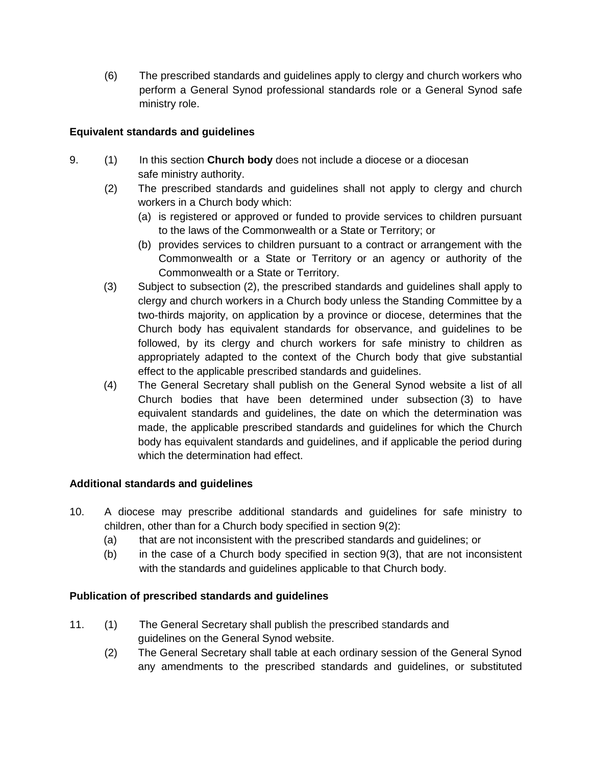(6) The prescribed standards and guidelines apply to clergy and church workers who perform a General Synod professional standards role or a General Synod safe ministry role.

**Equivalent standards and guidelines**

9. (1) In this section **Church body** does not include a diocese or a diocesan safe ministry authority.

   (2) The prescribed standards and guidelines shall not apply to clergy and church workers in a Church body which:

   (a) is registered or approved or funded to provide services to children pursuant to the laws of the Commonwealth or a State or Territory; or

   (b) provides services to children pursuant to a contract or arrangement with the Commonwealth or a State or Territory or an agency or authority of the Commonwealth or a State or Territory.

   (3) Subject to subsection (2), the prescribed standards and guidelines shall apply to clergy and church workers in a Church body unless the Standing Committee by a two-thirds majority, on application by a province or diocese, determines that the Church body has equivalent standards for observance, and guidelines to be followed, by its clergy and church workers for safe ministry to children as appropriately adapted to the context of the Church body that give substantial effect to the applicable prescribed standards and guidelines.

   (4) The General Secretary shall publish on the General Synod website a list of all Church bodies that have been determined under subsection (3) to have equivalent standards and guidelines, the date on which the determination was made, the applicable prescribed standards and guidelines for which the Church body has equivalent standards and guidelines, and if applicable the period during which the determination had effect.

**Additional standards and guidelines**

10. A diocese may prescribe additional standards and guidelines for safe ministry to children, other than for a Church body specified in section 9(2):

   (a) that are not inconsistent with the prescribed standards and guidelines; or

   (b) in the case of a Church body specified in section 9(3), that are not inconsistent with the standards and guidelines applicable to that Church body.

**Publication of prescribed standards and guidelines**

11. (1) The General Secretary shall publish the prescribed standards and guidelines on the General Synod website.

   (2) The General Secretary shall table at each ordinary session of the General Synod any amendments to the prescribed standards and guidelines, or substituted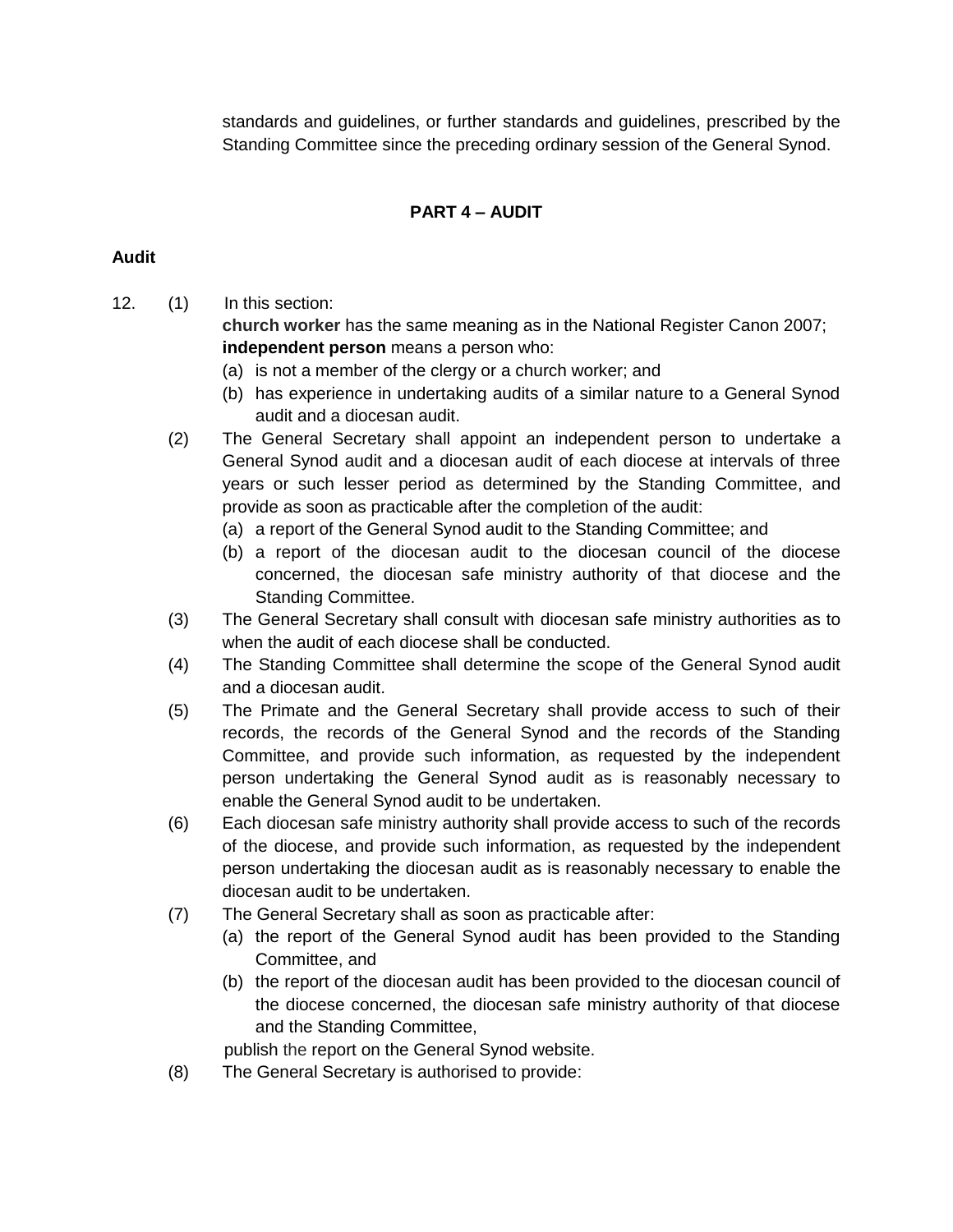standards and guidelines, or further standards and guidelines, prescribed by the Standing Committee since the preceding ordinary session of the General Synod.

## PART 4 – AUDIT

### Audit

12. (1) In this section:

    **church worker** has the same meaning as in the National Register Canon 2007;

    **independent person** means a person who:

    (a) is not a member of the clergy or a church worker; and

    (b) has experience in undertaking audits of a similar nature to a General Synod audit and a diocesan audit.

    (2) The General Secretary shall appoint an independent person to undertake a General Synod audit and a diocesan audit of each diocese at intervals of three years or such lesser period as determined by the Standing Committee, and provide as soon as practicable after the completion of the audit:

    (a) a report of the General Synod audit to the Standing Committee; and

    (b) a report of the diocesan audit to the diocesan council of the diocese concerned, the diocesan safe ministry authority of that diocese and the Standing Committee.

    (3) The General Secretary shall consult with diocesan safe ministry authorities as to when the audit of each diocese shall be conducted.

    (4) The Standing Committee shall determine the scope of the General Synod audit and a diocesan audit.

    (5) The Primate and the General Secretary shall provide access to such of their records, the records of the General Synod and the records of the Standing Committee, and provide such information, as requested by the independent person undertaking the General Synod audit as is reasonably necessary to enable the General Synod audit to be undertaken.

    (6) Each diocesan safe ministry authority shall provide access to such of the records of the diocese, and provide such information, as requested by the independent person undertaking the diocesan audit as is reasonably necessary to enable the diocesan audit to be undertaken.

    (7) The General Secretary shall as soon as practicable after:

    (a) the report of the General Synod audit has been provided to the Standing Committee, and

    (b) the report of the diocesan audit has been provided to the diocesan council of the diocese concerned, the diocesan safe ministry authority of that diocese and the Standing Committee,

    publish the report on the General Synod website.

    (8) The General Secretary is authorised to provide: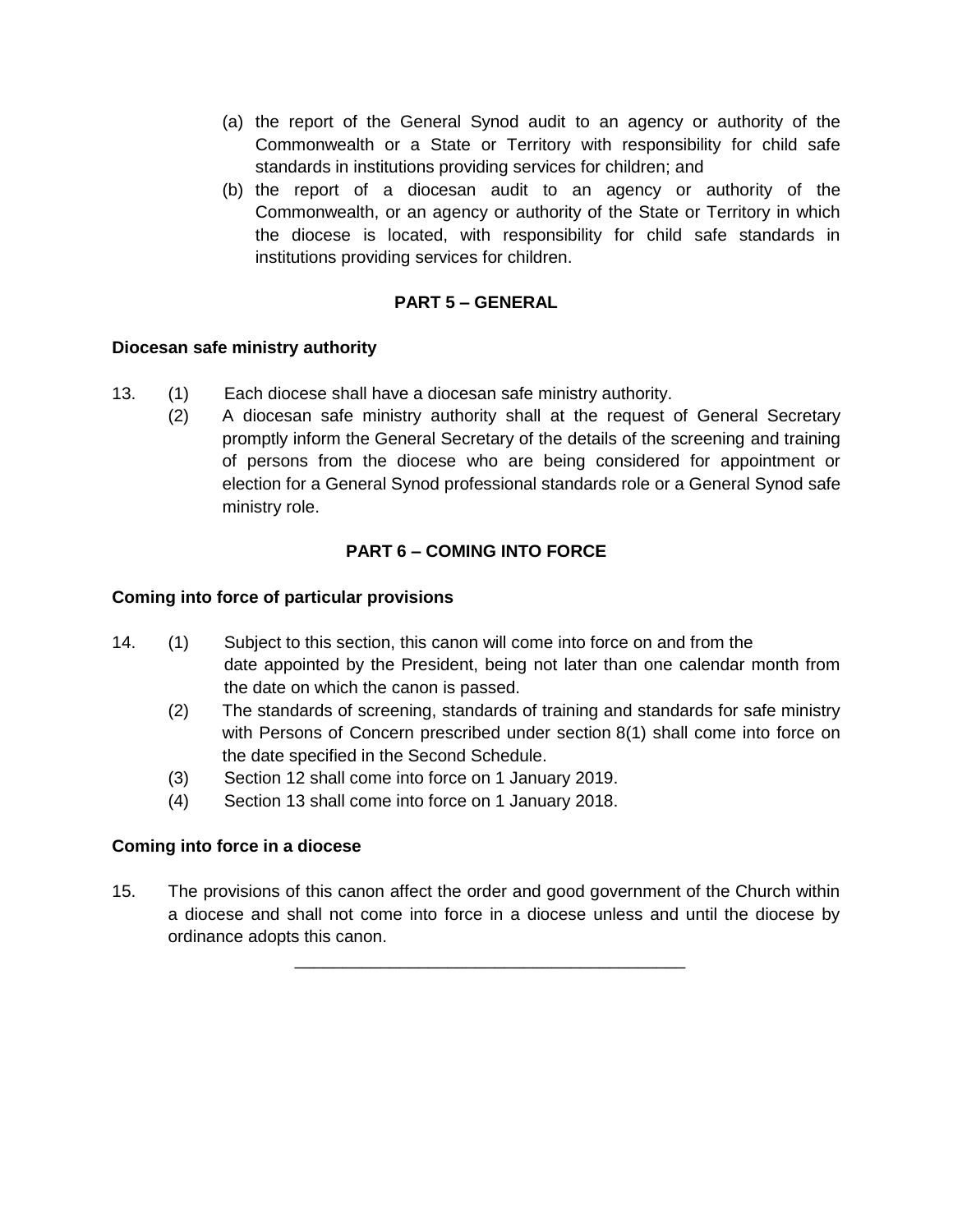(a) the report of the General Synod audit to an agency or authority of the Commonwealth or a State or Territory with responsibility for child safe standards in institutions providing services for children; and

(b) the report of a diocesan audit to an agency or authority of the Commonwealth, or an agency or authority of the State or Territory in which the diocese is located, with responsibility for child safe standards in institutions providing services for children.

## PART 5 – GENERAL

**Diocesan safe ministry authority**

13. (1) Each diocese shall have a diocesan safe ministry authority.

(2) A diocesan safe ministry authority shall at the request of General Secretary promptly inform the General Secretary of the details of the screening and training of persons from the diocese who are being considered for appointment or election for a General Synod professional standards role or a General Synod safe ministry role.

## PART 6 – COMING INTO FORCE

**Coming into force of particular provisions**

14. (1) Subject to this section, this canon will come into force on and from the date appointed by the President, being not later than one calendar month from the date on which the canon is passed.

(2) The standards of screening, standards of training and standards for safe ministry with Persons of Concern prescribed under section 8(1) shall come into force on the date specified in the Second Schedule.

(3) Section 12 shall come into force on 1 January 2019.

(4) Section 13 shall come into force on 1 January 2018.

**Coming into force in a diocese**

15. The provisions of this canon affect the order and good government of the Church within a diocese and shall not come into force in a diocese unless and until the diocese by ordinance adopts this canon.

---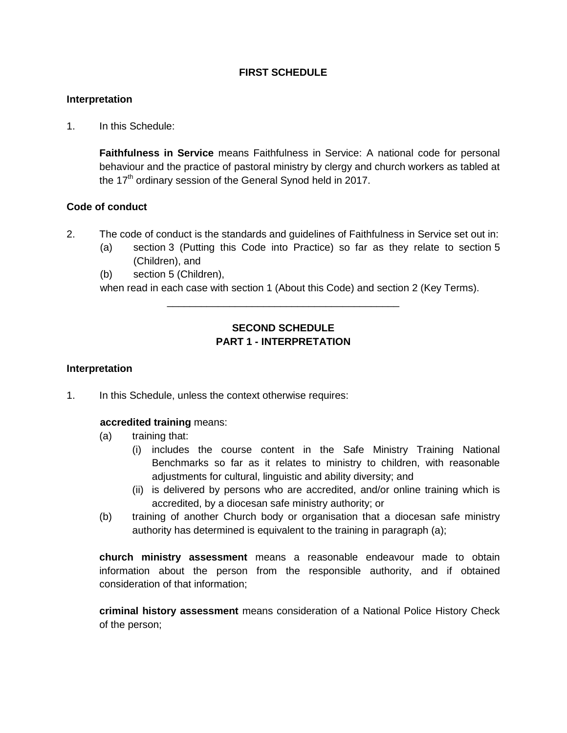## FIRST SCHEDULE

### Interpretation

1. In this Schedule:

   **Faithfulness in Service** means Faithfulness in Service: A national code for personal behaviour and the practice of pastoral ministry by clergy and church workers as tabled at the 17th ordinary session of the General Synod held in 2017.

### Code of conduct

2. The code of conduct is the standards and guidelines of Faithfulness in Service set out in:
   - (a) section 3 (Putting this Code into Practice) so far as they relate to section 5 (Children), and
   - (b) section 5 (Children),

   when read in each case with section 1 (About this Code) and section 2 (Key Terms).

---

## SECOND SCHEDULE
## PART 1 - INTERPRETATION

### Interpretation

1. In this Schedule, unless the context otherwise requires:

   **accredited training** means:
   - (a) training that:
     - (i) includes the course content in the Safe Ministry Training National Benchmarks so far as it relates to ministry to children, with reasonable adjustments for cultural, linguistic and ability diversity; and
     - (ii) is delivered by persons who are accredited, and/or online training which is accredited, by a diocesan safe ministry authority; or
   - (b) training of another Church body or organisation that a diocesan safe ministry authority has determined is equivalent to the training in paragraph (a);

   **church ministry assessment** means a reasonable endeavour made to obtain information about the person from the responsible authority, and if obtained consideration of that information;

   **criminal history assessment** means consideration of a National Police History Check of the person;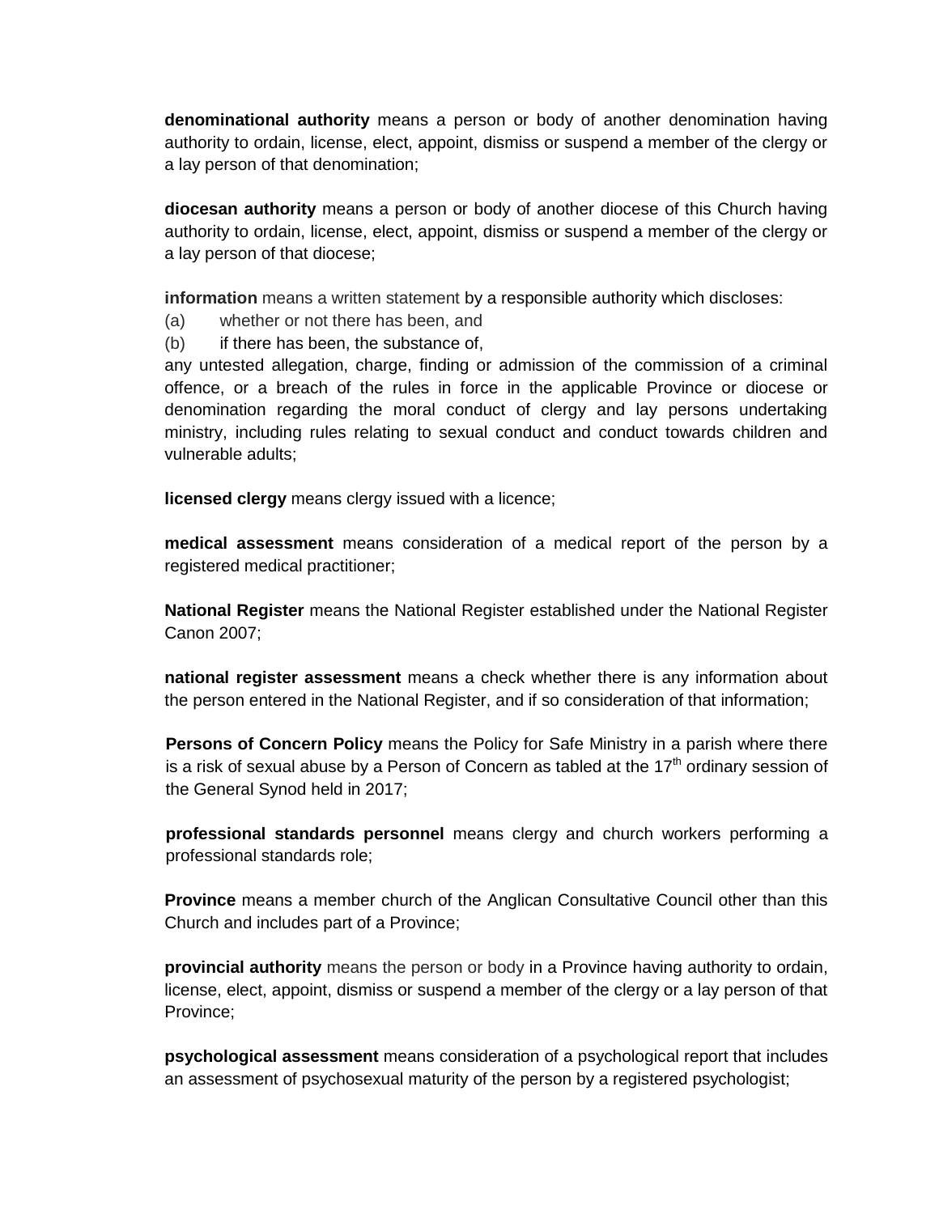**denominational authority** means a person or body of another denomination having authority to ordain, license, elect, appoint, dismiss or suspend a member of the clergy or a lay person of that denomination;

**diocesan authority** means a person or body of another diocese of this Church having authority to ordain, license, elect, appoint, dismiss or suspend a member of the clergy or a lay person of that diocese;

**information** means a written statement by a responsible authority which discloses:

(a) whether or not there has been, and

(b) if there has been, the substance of,

any untested allegation, charge, finding or admission of the commission of a criminal offence, or a breach of the rules in force in the applicable Province or diocese or denomination regarding the moral conduct of clergy and lay persons undertaking ministry, including rules relating to sexual conduct and conduct towards children and vulnerable adults;

**licensed clergy** means clergy issued with a licence;

**medical assessment** means consideration of a medical report of the person by a registered medical practitioner;

**National Register** means the National Register established under the National Register Canon 2007;

**national register assessment** means a check whether there is any information about the person entered in the National Register, and if so consideration of that information;

**Persons of Concern Policy** means the Policy for Safe Ministry in a parish where there is a risk of sexual abuse by a Person of Concern as tabled at the 17th ordinary session of the General Synod held in 2017;

**professional standards personnel** means clergy and church workers performing a professional standards role;

**Province** means a member church of the Anglican Consultative Council other than this Church and includes part of a Province;

**provincial authority** means the person or body in a Province having authority to ordain, license, elect, appoint, dismiss or suspend a member of the clergy or a lay person of that Province;

**psychological assessment** means consideration of a psychological report that includes an assessment of psychosexual maturity of the person by a registered psychologist;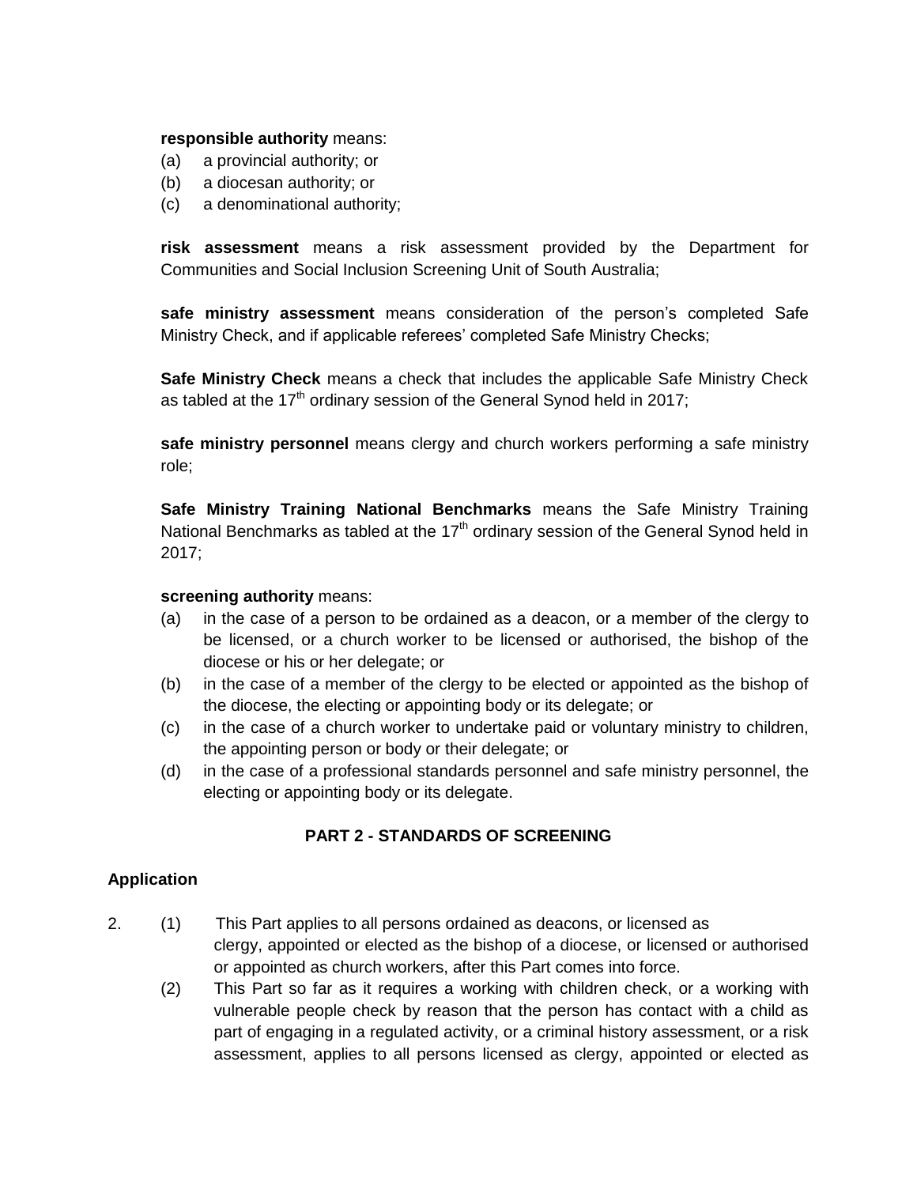**responsible authority** means:

(a) a provincial authority; or

(b) a diocesan authority; or

(c) a denominational authority;

**risk assessment** means a risk assessment provided by the Department for Communities and Social Inclusion Screening Unit of South Australia;

**safe ministry assessment** means consideration of the person's completed Safe Ministry Check, and if applicable referees' completed Safe Ministry Checks;

**Safe Ministry Check** means a check that includes the applicable Safe Ministry Check as tabled at the 17th ordinary session of the General Synod held in 2017;

**safe ministry personnel** means clergy and church workers performing a safe ministry role;

**Safe Ministry Training National Benchmarks** means the Safe Ministry Training National Benchmarks as tabled at the 17th ordinary session of the General Synod held in 2017;

**screening authority** means:

(a) in the case of a person to be ordained as a deacon, or a member of the clergy to be licensed, or a church worker to be licensed or authorised, the bishop of the diocese or his or her delegate; or

(b) in the case of a member of the clergy to be elected or appointed as the bishop of the diocese, the electing or appointing body or its delegate; or

(c) in the case of a church worker to undertake paid or voluntary ministry to children, the appointing person or body or their delegate; or

(d) in the case of a professional standards personnel and safe ministry personnel, the electing or appointing body or its delegate.

## PART 2 - STANDARDS OF SCREENING

### Application

2. (1) This Part applies to all persons ordained as deacons, or licensed as clergy, appointed or elected as the bishop of a diocese, or licensed or authorised or appointed as church workers, after this Part comes into force.

(2) This Part so far as it requires a working with children check, or a working with vulnerable people check by reason that the person has contact with a child as part of engaging in a regulated activity, or a criminal history assessment, or a risk assessment, applies to all persons licensed as clergy, appointed or elected as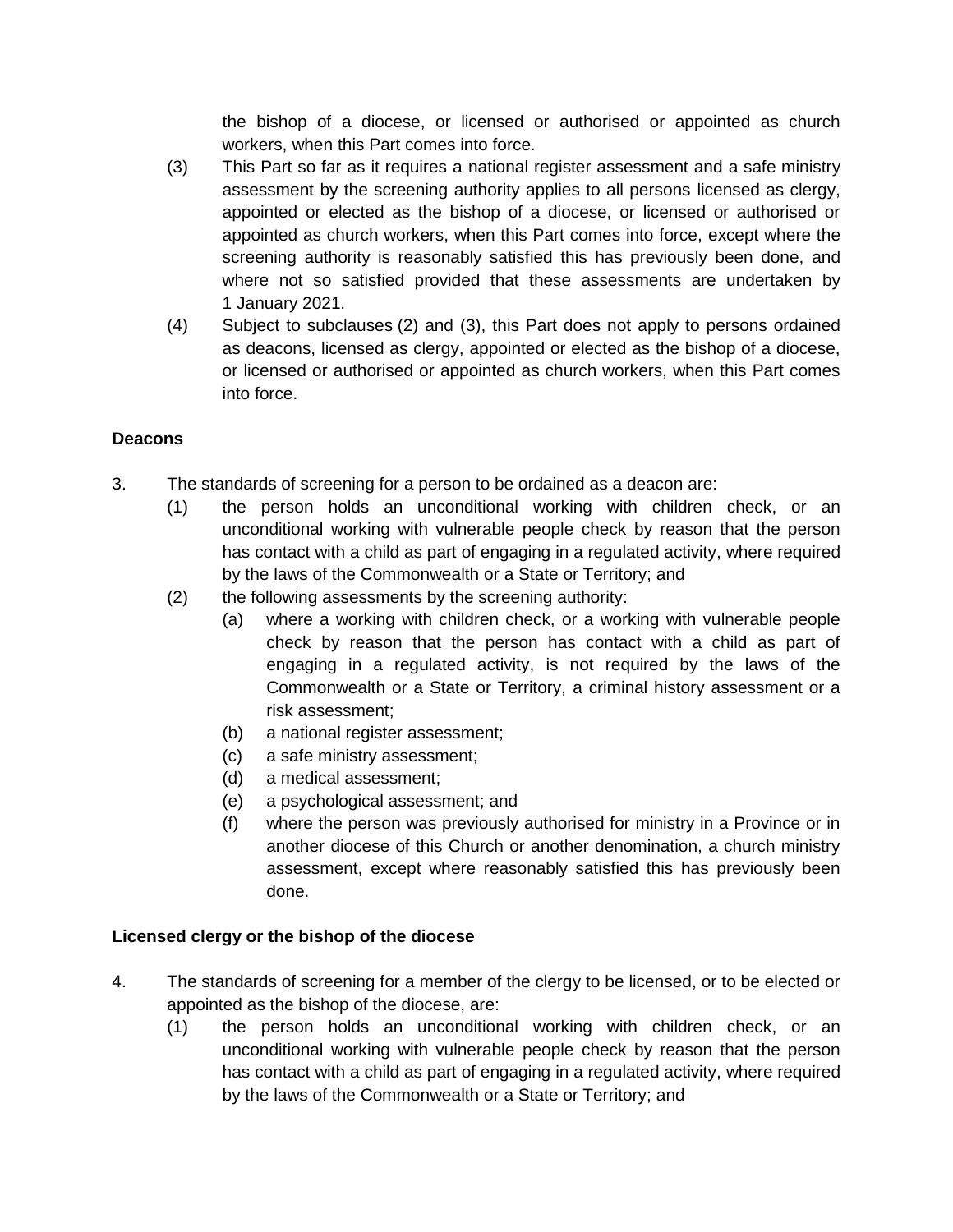the bishop of a diocese, or licensed or authorised or appointed as church workers, when this Part comes into force.

(3) This Part so far as it requires a national register assessment and a safe ministry assessment by the screening authority applies to all persons licensed as clergy, appointed or elected as the bishop of a diocese, or licensed or authorised or appointed as church workers, when this Part comes into force, except where the screening authority is reasonably satisfied this has previously been done, and where not so satisfied provided that these assessments are undertaken by 1 January 2021.

(4) Subject to subclauses (2) and (3), this Part does not apply to persons ordained as deacons, licensed as clergy, appointed or elected as the bishop of a diocese, or licensed or authorised or appointed as church workers, when this Part comes into force.

**Deacons**

3. The standards of screening for a person to be ordained as a deacon are:

   (1) the person holds an unconditional working with children check, or an unconditional working with vulnerable people check by reason that the person has contact with a child as part of engaging in a regulated activity, where required by the laws of the Commonwealth or a State or Territory; and

   (2) the following assessments by the screening authority:

      (a) where a working with children check, or a working with vulnerable people check by reason that the person has contact with a child as part of engaging in a regulated activity, is not required by the laws of the Commonwealth or a State or Territory, a criminal history assessment or a risk assessment;

      (b) a national register assessment;

      (c) a safe ministry assessment;

      (d) a medical assessment;

      (e) a psychological assessment; and

      (f) where the person was previously authorised for ministry in a Province or in another diocese of this Church or another denomination, a church ministry assessment, except where reasonably satisfied this has previously been done.

**Licensed clergy or the bishop of the diocese**

4. The standards of screening for a member of the clergy to be licensed, or to be elected or appointed as the bishop of the diocese, are:

   (1) the person holds an unconditional working with children check, or an unconditional working with vulnerable people check by reason that the person has contact with a child as part of engaging in a regulated activity, where required by the laws of the Commonwealth or a State or Territory; and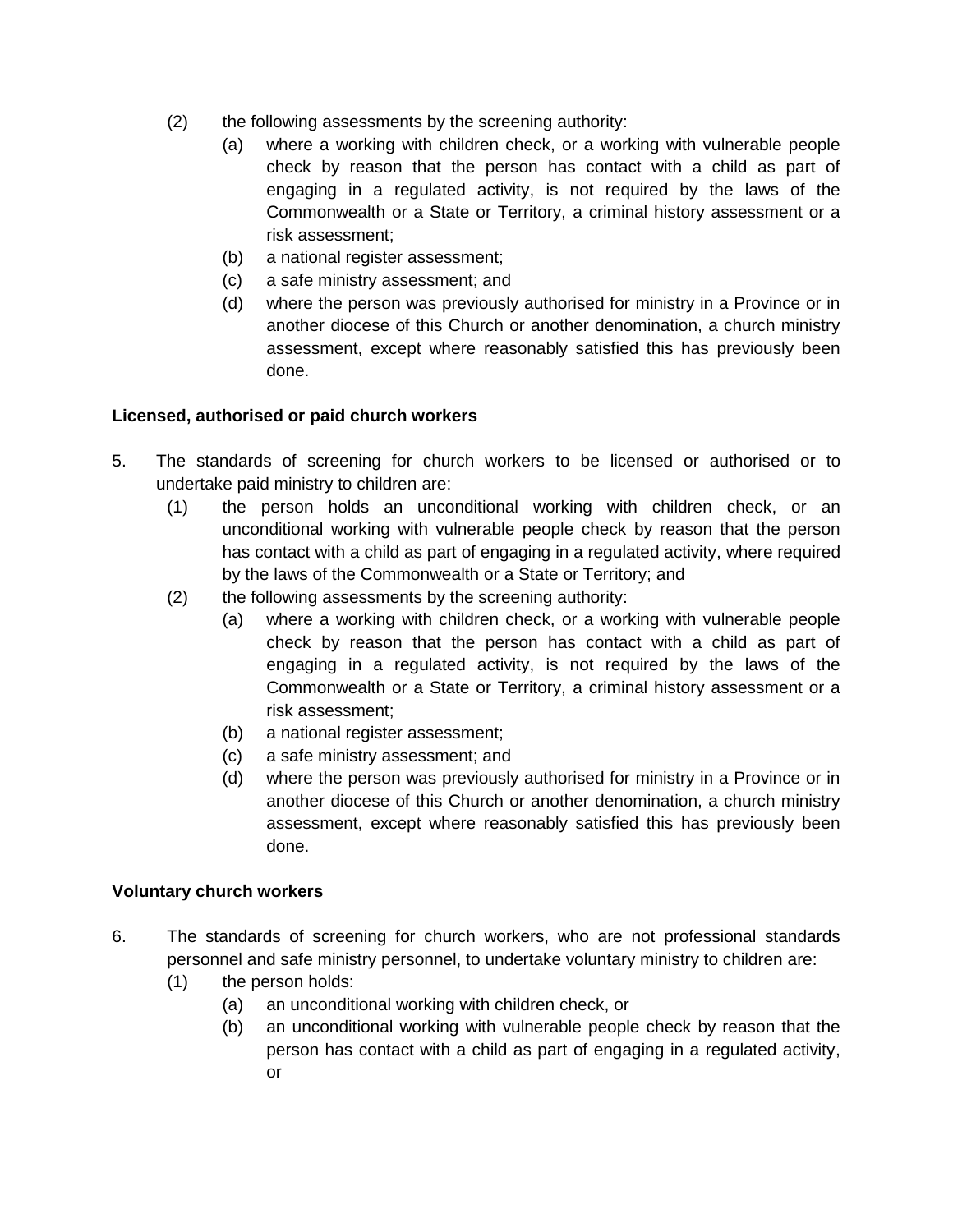(2) the following assessments by the screening authority:
   (a) where a working with children check, or a working with vulnerable people check by reason that the person has contact with a child as part of engaging in a regulated activity, is not required by the laws of the Commonwealth or a State or Territory, a criminal history assessment or a risk assessment;
   (b) a national register assessment;
   (c) a safe ministry assessment; and
   (d) where the person was previously authorised for ministry in a Province or in another diocese of this Church or another denomination, a church ministry assessment, except where reasonably satisfied this has previously been done.

**Licensed, authorised or paid church workers**

5. The standards of screening for church workers to be licensed or authorised or to undertake paid ministry to children are:
   (1) the person holds an unconditional working with children check, or an unconditional working with vulnerable people check by reason that the person has contact with a child as part of engaging in a regulated activity, where required by the laws of the Commonwealth or a State or Territory; and
   (2) the following assessments by the screening authority:
      (a) where a working with children check, or a working with vulnerable people check by reason that the person has contact with a child as part of engaging in a regulated activity, is not required by the laws of the Commonwealth or a State or Territory, a criminal history assessment or a risk assessment;
      (b) a national register assessment;
      (c) a safe ministry assessment; and
      (d) where the person was previously authorised for ministry in a Province or in another diocese of this Church or another denomination, a church ministry assessment, except where reasonably satisfied this has previously been done.

**Voluntary church workers**

6. The standards of screening for church workers, who are not professional standards personnel and safe ministry personnel, to undertake voluntary ministry to children are:
   (1) the person holds:
      (a) an unconditional working with children check, or
      (b) an unconditional working with vulnerable people check by reason that the person has contact with a child as part of engaging in a regulated activity, or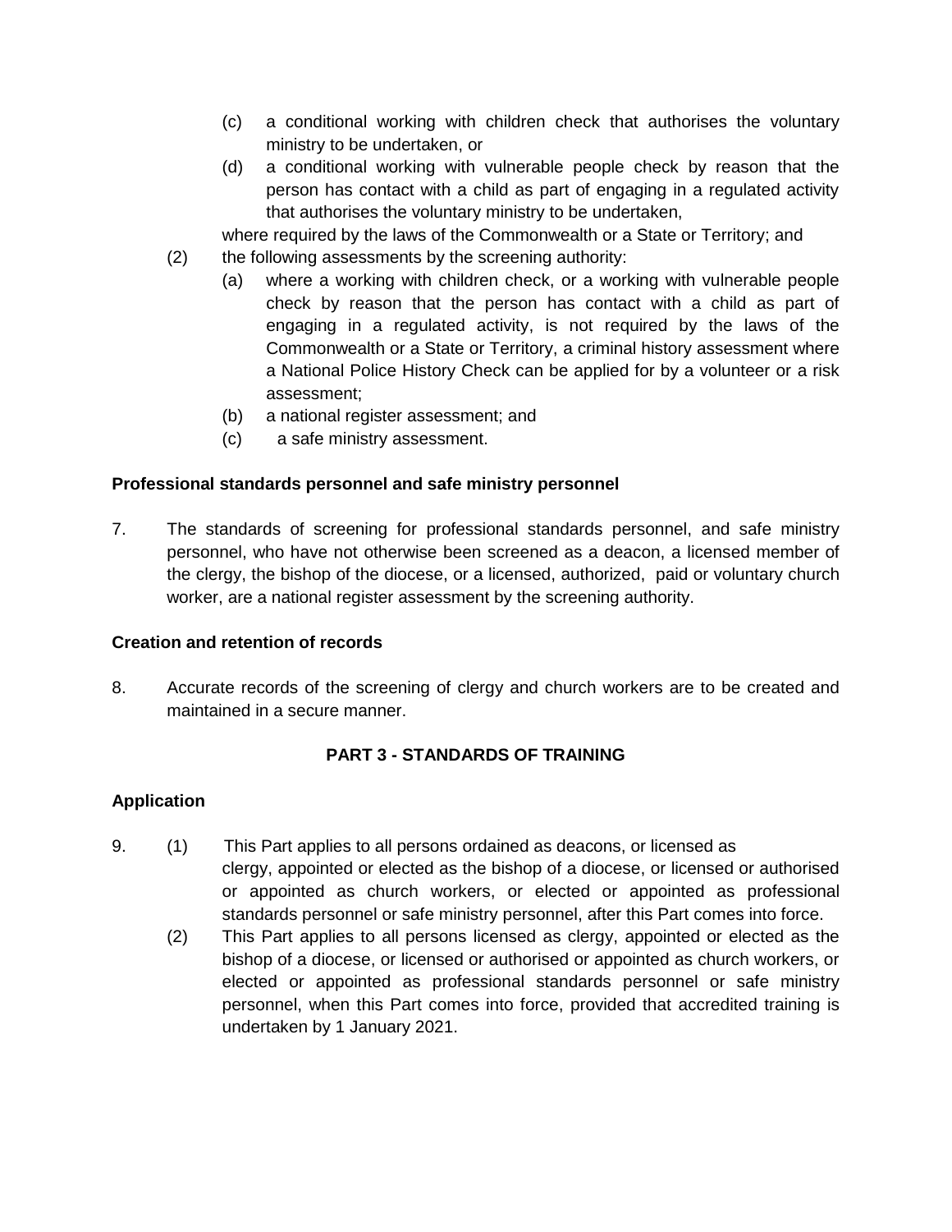(c) a conditional working with children check that authorises the voluntary ministry to be undertaken, or

(d) a conditional working with vulnerable people check by reason that the person has contact with a child as part of engaging in a regulated activity that authorises the voluntary ministry to be undertaken,

where required by the laws of the Commonwealth or a State or Territory; and

(2) the following assessments by the screening authority:

(a) where a working with children check, or a working with vulnerable people check by reason that the person has contact with a child as part of engaging in a regulated activity, is not required by the laws of the Commonwealth or a State or Territory, a criminal history assessment where a National Police History Check can be applied for by a volunteer or a risk assessment;

(b) a national register assessment; and

(c) a safe ministry assessment.

**Professional standards personnel and safe ministry personnel**

7. The standards of screening for professional standards personnel, and safe ministry personnel, who have not otherwise been screened as a deacon, a licensed member of the clergy, the bishop of the diocese, or a licensed, authorized, paid or voluntary church worker, are a national register assessment by the screening authority.

**Creation and retention of records**

8. Accurate records of the screening of clergy and church workers are to be created and maintained in a secure manner.

## PART 3 - STANDARDS OF TRAINING

**Application**

9. (1) This Part applies to all persons ordained as deacons, or licensed as clergy, appointed or elected as the bishop of a diocese, or licensed or authorised or appointed as church workers, or elected or appointed as professional standards personnel or safe ministry personnel, after this Part comes into force.

(2) This Part applies to all persons licensed as clergy, appointed or elected as the bishop of a diocese, or licensed or authorised or appointed as church workers, or elected or appointed as professional standards personnel or safe ministry personnel, when this Part comes into force, provided that accredited training is undertaken by 1 January 2021.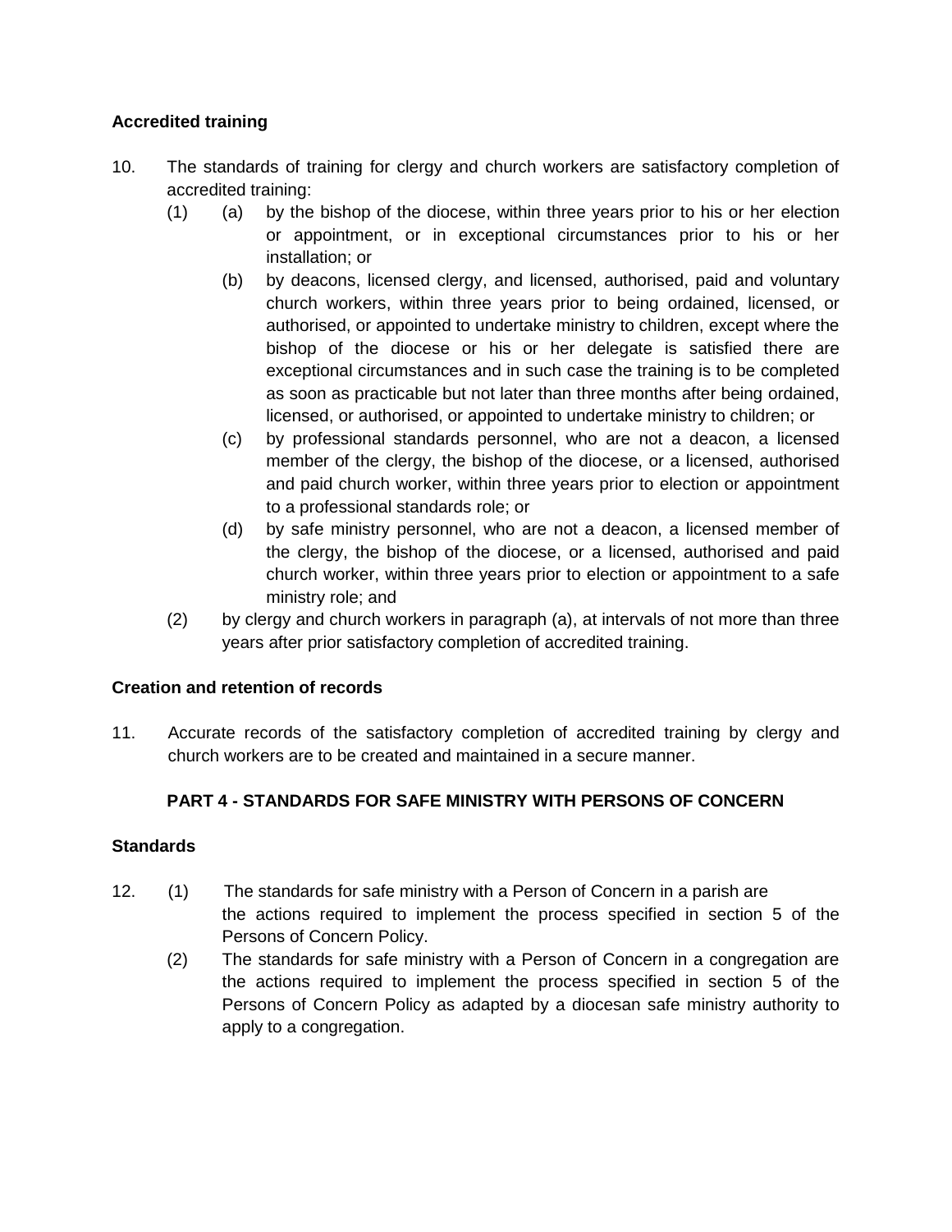**Accredited training**

10. The standards of training for clergy and church workers are satisfactory completion of accredited training:
    (1) (a) by the bishop of the diocese, within three years prior to his or her election or appointment, or in exceptional circumstances prior to his or her installation; or
    (b) by deacons, licensed clergy, and licensed, authorised, paid and voluntary church workers, within three years prior to being ordained, licensed, or authorised, or appointed to undertake ministry to children, except where the bishop of the diocese or his or her delegate is satisfied there are exceptional circumstances and in such case the training is to be completed as soon as practicable but not later than three months after being ordained, licensed, or authorised, or appointed to undertake ministry to children; or
    (c) by professional standards personnel, who are not a deacon, a licensed member of the clergy, the bishop of the diocese, or a licensed, authorised and paid church worker, within three years prior to election or appointment to a professional standards role; or
    (d) by safe ministry personnel, who are not a deacon, a licensed member of the clergy, the bishop of the diocese, or a licensed, authorised and paid church worker, within three years prior to election or appointment to a safe ministry role; and
    (2) by clergy and church workers in paragraph (a), at intervals of not more than three years after prior satisfactory completion of accredited training.

**Creation and retention of records**

11. Accurate records of the satisfactory completion of accredited training by clergy and church workers are to be created and maintained in a secure manner.

**PART 4 - STANDARDS FOR SAFE MINISTRY WITH PERSONS OF CONCERN**

**Standards**

12. (1) The standards for safe ministry with a Person of Concern in a parish are the actions required to implement the process specified in section 5 of the Persons of Concern Policy.
    (2) The standards for safe ministry with a Person of Concern in a congregation are the actions required to implement the process specified in section 5 of the Persons of Concern Policy as adapted by a diocesan safe ministry authority to apply to a congregation.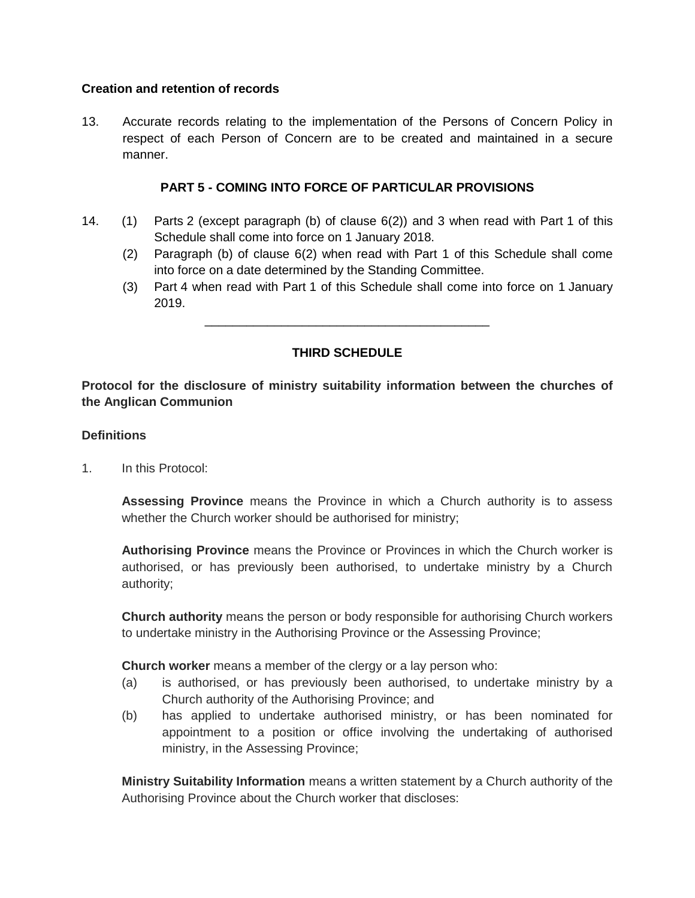**Creation and retention of records**

13. Accurate records relating to the implementation of the Persons of Concern Policy in respect of each Person of Concern are to be created and maintained in a secure manner.

## PART 5 - COMING INTO FORCE OF PARTICULAR PROVISIONS

14. (1) Parts 2 (except paragraph (b) of clause 6(2)) and 3 when read with Part 1 of this Schedule shall come into force on 1 January 2018.
    (2) Paragraph (b) of clause 6(2) when read with Part 1 of this Schedule shall come into force on a date determined by the Standing Committee.
    (3) Part 4 when read with Part 1 of this Schedule shall come into force on 1 January 2019.

---

## THIRD SCHEDULE

**Protocol for the disclosure of ministry suitability information between the churches of the Anglican Communion**

**Definitions**

1. In this Protocol:

    **Assessing Province** means the Province in which a Church authority is to assess whether the Church worker should be authorised for ministry;

    **Authorising Province** means the Province or Provinces in which the Church worker is authorised, or has previously been authorised, to undertake ministry by a Church authority;

    **Church authority** means the person or body responsible for authorising Church workers to undertake ministry in the Authorising Province or the Assessing Province;

    **Church worker** means a member of the clergy or a lay person who:
    (a) is authorised, or has previously been authorised, to undertake ministry by a Church authority of the Authorising Province; and
    (b) has applied to undertake authorised ministry, or has been nominated for appointment to a position or office involving the undertaking of authorised ministry, in the Assessing Province;

    **Ministry Suitability Information** means a written statement by a Church authority of the Authorising Province about the Church worker that discloses: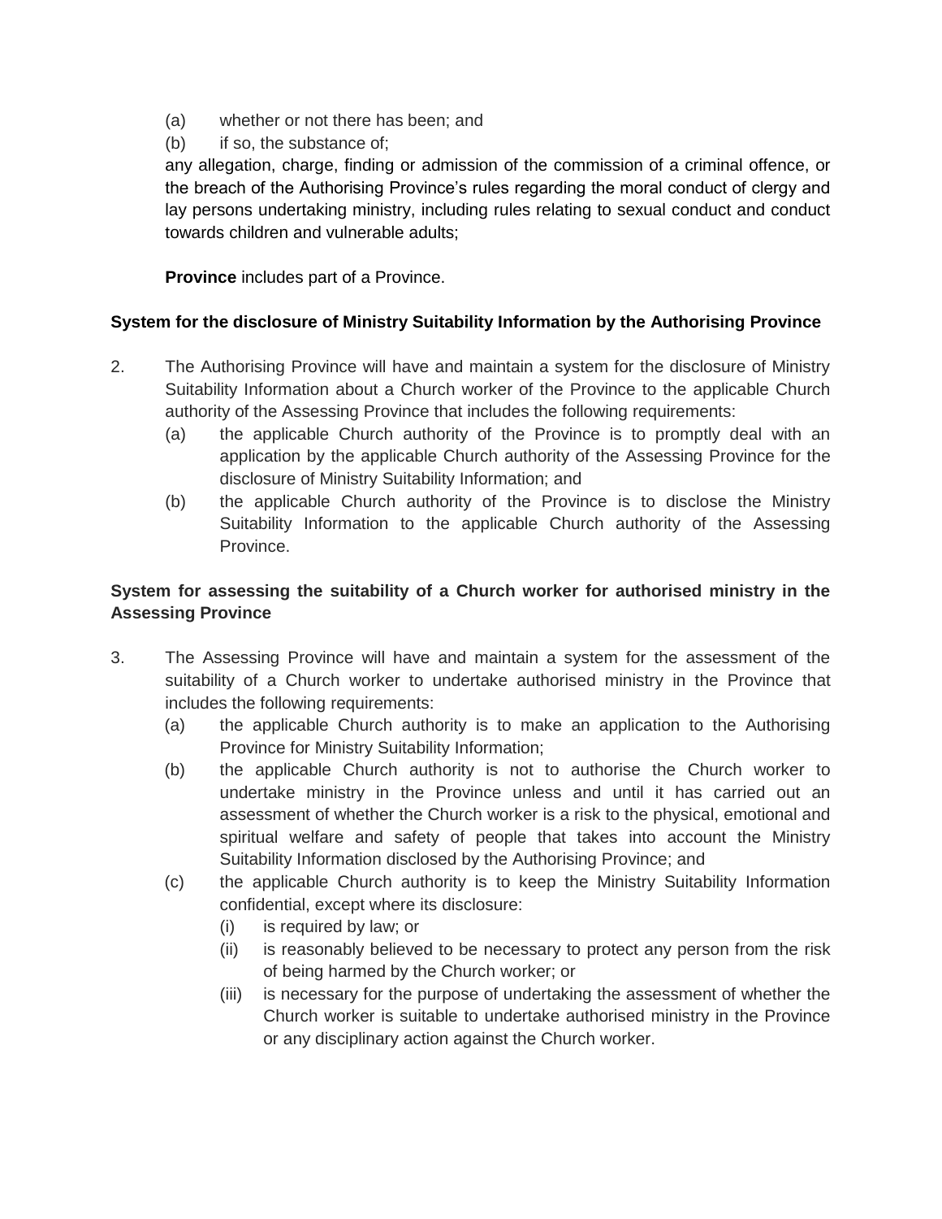(a) whether or not there has been; and

(b) if so, the substance of;

any allegation, charge, finding or admission of the commission of a criminal offence, or the breach of the Authorising Province's rules regarding the moral conduct of clergy and lay persons undertaking ministry, including rules relating to sexual conduct and conduct towards children and vulnerable adults;

**Province** includes part of a Province.

**System for the disclosure of Ministry Suitability Information by the Authorising Province**

2. The Authorising Province will have and maintain a system for the disclosure of Ministry Suitability Information about a Church worker of the Province to the applicable Church authority of the Assessing Province that includes the following requirements:
   (a) the applicable Church authority of the Province is to promptly deal with an application by the applicable Church authority of the Assessing Province for the disclosure of Ministry Suitability Information; and
   (b) the applicable Church authority of the Province is to disclose the Ministry Suitability Information to the applicable Church authority of the Assessing Province.

**System for assessing the suitability of a Church worker for authorised ministry in the Assessing Province**

3. The Assessing Province will have and maintain a system for the assessment of the suitability of a Church worker to undertake authorised ministry in the Province that includes the following requirements:
   (a) the applicable Church authority is to make an application to the Authorising Province for Ministry Suitability Information;
   (b) the applicable Church authority is not to authorise the Church worker to undertake ministry in the Province unless and until it has carried out an assessment of whether the Church worker is a risk to the physical, emotional and spiritual welfare and safety of people that takes into account the Ministry Suitability Information disclosed by the Authorising Province; and
   (c) the applicable Church authority is to keep the Ministry Suitability Information confidential, except where its disclosure:
      (i) is required by law; or
      (ii) is reasonably believed to be necessary to protect any person from the risk of being harmed by the Church worker; or
      (iii) is necessary for the purpose of undertaking the assessment of whether the Church worker is suitable to undertake authorised ministry in the Province or any disciplinary action against the Church worker.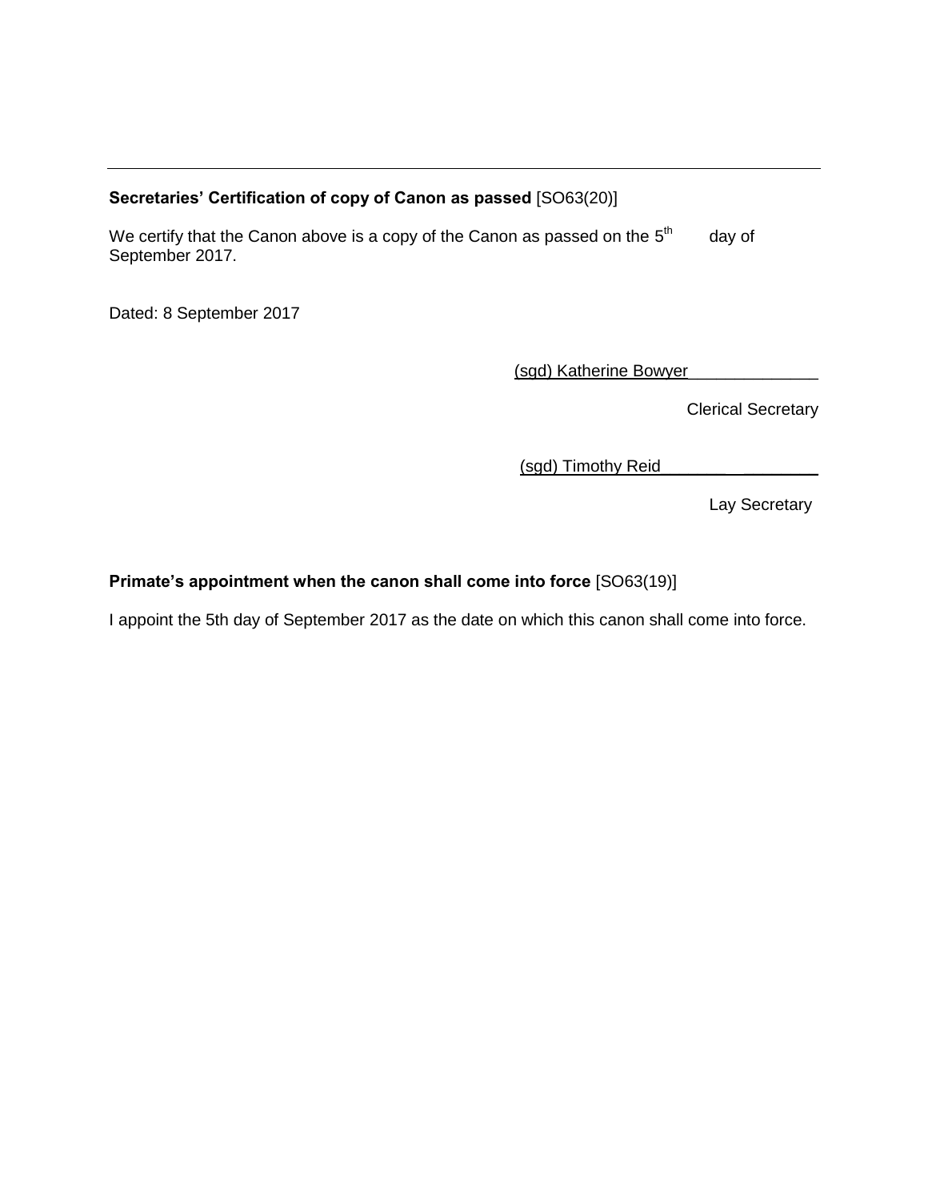---

**Secretaries' Certification of copy of Canon as passed** [SO63(20)]

We certify that the Canon above is a copy of the Canon as passed on the 5th day of September 2017.

Dated: 8 September 2017

(sgd) Katherine Bowyer

Clerical Secretary

(sgd) Timothy Reid

Lay Secretary

**Primate's appointment when the canon shall come into force** [SO63(19)]

I appoint the 5th day of September 2017 as the date on which this canon shall come into force.